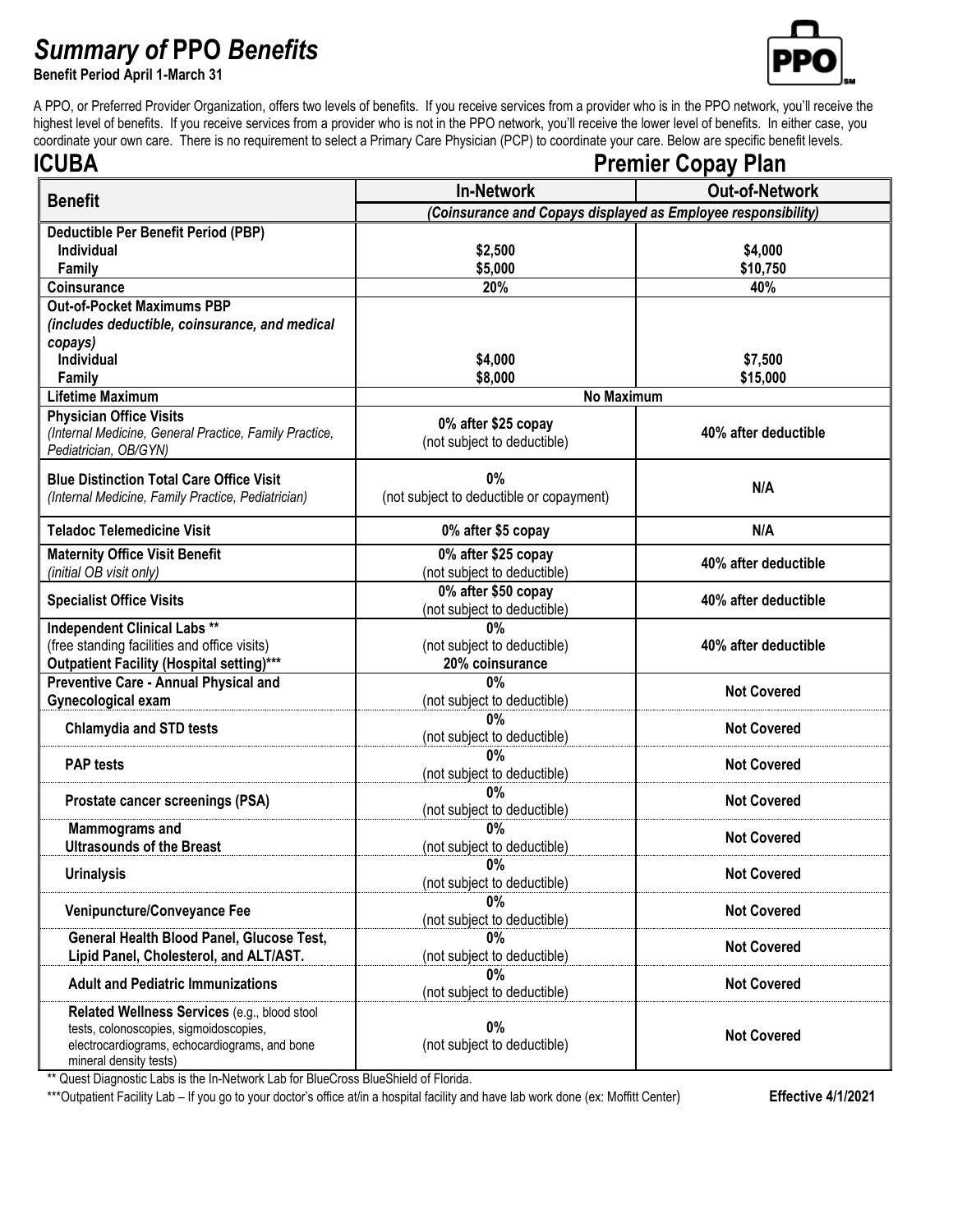# *Summary of* PPO *Benefits*

**Benefit Period April 1-March 31**

A PPO, or Preferred Provider Organization, offers two levels of benefits. If you receive services from a provider who is in the PPO network, you'll receive the highest level of benefits. If you receive services from a provider who is not in the PPO network, you'll receive the lower level of benefits. In either case, you coordinate your own care. There is no requirement to select a Primary Care Physician (PCP) to coordinate your care. Below are specific benefit levels.

## ICUBA

## Premier Copay Plan

| Benefit | In-Network | Out-of-Network |
|---|---|---|
| | *(Coinsurance and Copays displayed as Employee responsibility)* | |
| **Deductible Per Benefit Period (PBP)**<br>**Individual**<br>**Family** | **\$2,500**<br>**\$5,000** | **\$4,000**<br>**\$10,750** |
| **Coinsurance** | **20%** | **40%** |
| **Out-of-Pocket Maximums PBP**<br>***(includes deductible, coinsurance, and medical copays)***<br>**Individual**<br>**Family** | **\$4,000**<br>**\$8,000** | **\$7,500**<br>**\$15,000** |
| **Lifetime Maximum** | **No Maximum** | |
| **Physician Office Visits**<br>*(Internal Medicine, General Practice, Family Practice, Pediatrician, OB/GYN)* | **0% after \$25 copay**<br>(not subject to deductible) | **40% after deductible** |
| **Blue Distinction Total Care Office Visit**<br>*(Internal Medicine, Family Practice, Pediatrician)* | **0%**<br>(not subject to deductible or copayment) | **N/A** |
| **Teladoc Telemedicine Visit** | **0% after \$5 copay** | **N/A** |
| **Maternity Office Visit Benefit**<br>*(initial OB visit only)* | **0% after \$25 copay**<br>(not subject to deductible) | **40% after deductible** |
| **Specialist Office Visits** | **0% after \$50 copay**<br>(not subject to deductible) | **40% after deductible** |
| **Independent Clinical Labs \*\***<br>(free standing facilities and office visits)<br>**Outpatient Facility (Hospital setting)\*\*\*** | **0%**<br>(not subject to deductible)<br>**20% coinsurance** | **40% after deductible** |
| **Preventive Care - Annual Physical and Gynecological exam** | **0%**<br>(not subject to deductible) | **Not Covered** |
| **Chlamydia and STD tests** | **0%**<br>(not subject to deductible) | **Not Covered** |
| **PAP tests** | **0%**<br>(not subject to deductible) | **Not Covered** |
| **Prostate cancer screenings (PSA)** | **0%**<br>(not subject to deductible) | **Not Covered** |
| **Mammograms and Ultrasounds of the Breast** | **0%**<br>(not subject to deductible) | **Not Covered** |
| **Urinalysis** | **0%**<br>(not subject to deductible) | **Not Covered** |
| **Venipuncture/Conveyance Fee** | **0%**<br>(not subject to deductible) | **Not Covered** |
| **General Health Blood Panel, Glucose Test, Lipid Panel, Cholesterol, and ALT/AST.** | **0%**<br>(not subject to deductible) | **Not Covered** |
| **Adult and Pediatric Immunizations** | **0%**<br>(not subject to deductible) | **Not Covered** |
| **Related Wellness Services** (e.g., blood stool tests, colonoscopies, sigmoidoscopies, electrocardiograms, echocardiograms, and bone mineral density tests) | **0%**<br>(not subject to deductible) | **Not Covered** |

\*\* Quest Diagnostic Labs is the In-Network Lab for BlueCross BlueShield of Florida.

\*\*\*Outpatient Facility Lab – If you go to your doctor's office at/in a hospital facility and have lab work done (ex: Moffitt Center)

**Effective 4/1/2021**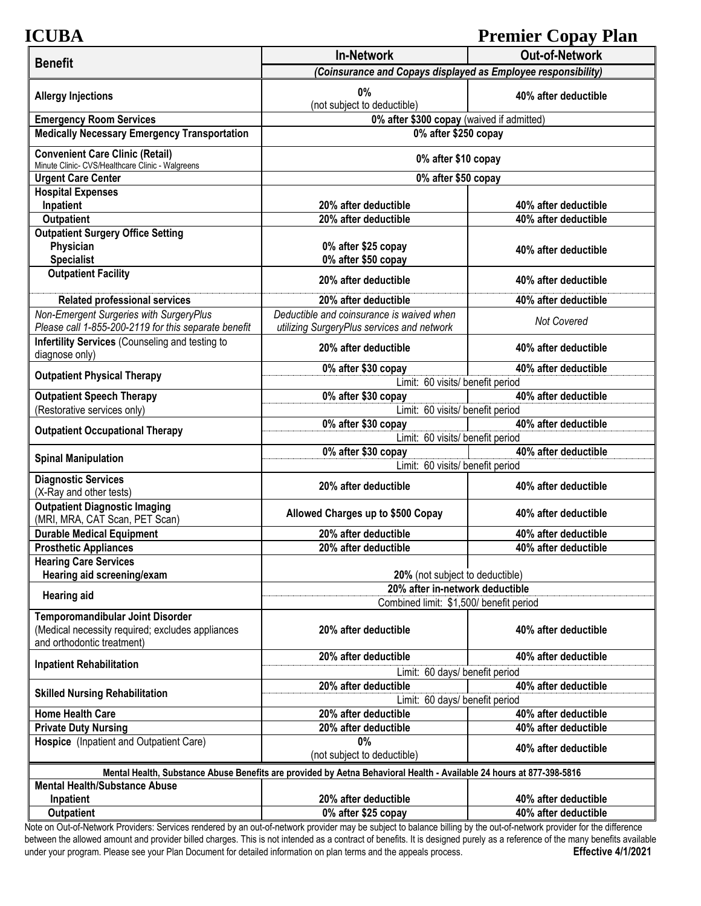# ICUBA

# Premier Copay Plan

| Benefit | In-Network | Out-of-Network |
|---|---|---|
| | *(Coinsurance and Copays displayed as Employee responsibility)* | |
| **Allergy Injections** | **0%** (not subject to deductible) | **40% after deductible** |
| **Emergency Room Services** | **0% after $300 copay** (waived if admitted) | |
| **Medically Necessary Emergency Transportation** | **0% after $250 copay** | |
| **Convenient Care Clinic (Retail)** Minute Clinic- CVS/Healthcare Clinic - Walgreens | **0% after $10 copay** | |
| **Urgent Care Center** | **0% after $50 copay** | |
| **Hospital Expenses** | | |
| **Inpatient** | **20% after deductible** | **40% after deductible** |
| **Outpatient** | **20% after deductible** | **40% after deductible** |
| **Outpatient Surgery Office Setting** | | |
| **Physician** | **0% after $25 copay** | **40% after deductible** |
| **Specialist** | **0% after $50 copay** | |
| **Outpatient Facility** | **20% after deductible** | **40% after deductible** |
| **Related professional services** | **20% after deductible** | **40% after deductible** |
| *Non-Emergent Surgeries with SurgeryPlus Please call 1-855-200-2119 for this separate benefit* | *Deductible and coinsurance is waived when utilizing SurgeryPlus services and network* | *Not Covered* |
| **Infertility Services** (Counseling and testing to diagnose only) | **20% after deductible** | **40% after deductible** |
| **Outpatient Physical Therapy** | **0% after $30 copay** | **40% after deductible** |
| | Limit: 60 visits/ benefit period | |
| **Outpatient Speech Therapy** (Restorative services only) | **0% after $30 copay** | **40% after deductible** |
| | Limit: 60 visits/ benefit period | |
| **Outpatient Occupational Therapy** | **0% after $30 copay** | **40% after deductible** |
| | Limit: 60 visits/ benefit period | |
| **Spinal Manipulation** | **0% after $30 copay** | **40% after deductible** |
| | Limit: 60 visits/ benefit period | |
| **Diagnostic Services** (X-Ray and other tests) | **20% after deductible** | **40% after deductible** |
| **Outpatient Diagnostic Imaging** (MRI, MRA, CAT Scan, PET Scan) | **Allowed Charges up to $500 Copay** | **40% after deductible** |
| **Durable Medical Equipment** | **20% after deductible** | **40% after deductible** |
| **Prosthetic Appliances** | **20% after deductible** | **40% after deductible** |
| **Hearing Care Services** | | |
| **Hearing aid screening/exam** | **20%** (not subject to deductible) | |
| **Hearing aid** | **20% after in-network deductible** | |
| | Combined limit: $1,500/ benefit period | |
| **Temporomandibular Joint Disorder** (Medical necessity required; excludes appliances and orthodontic treatment) | **20% after deductible** | **40% after deductible** |
| **Inpatient Rehabilitation** | **20% after deductible** | **40% after deductible** |
| | Limit: 60 days/ benefit period | |
| **Skilled Nursing Rehabilitation** | **20% after deductible** | **40% after deductible** |
| | Limit: 60 days/ benefit period | |
| **Home Health Care** | **20% after deductible** | **40% after deductible** |
| **Private Duty Nursing** | **20% after deductible** | **40% after deductible** |
| **Hospice** (Inpatient and Outpatient Care) | **0%** (not subject to deductible) | **40% after deductible** |
| **Mental Health, Substance Abuse Benefits are provided by Aetna Behavioral Health - Available 24 hours at 877-398-5816** | | |
| **Mental Health/Substance Abuse** | | |
| **Inpatient** | **20% after deductible** | **40% after deductible** |
| **Outpatient** | **0% after $25 copay** | **40% after deductible** |

Note on Out-of-Network Providers: Services rendered by an out-of-network provider may be subject to balance billing by the out-of-network provider for the difference between the allowed amount and provider billed charges. This is not intended as a contract of benefits. It is designed purely as a reference of the many benefits available under your program. Please see your Plan Document for detailed information on plan terms and the appeals process. **Effective 4/1/2021**